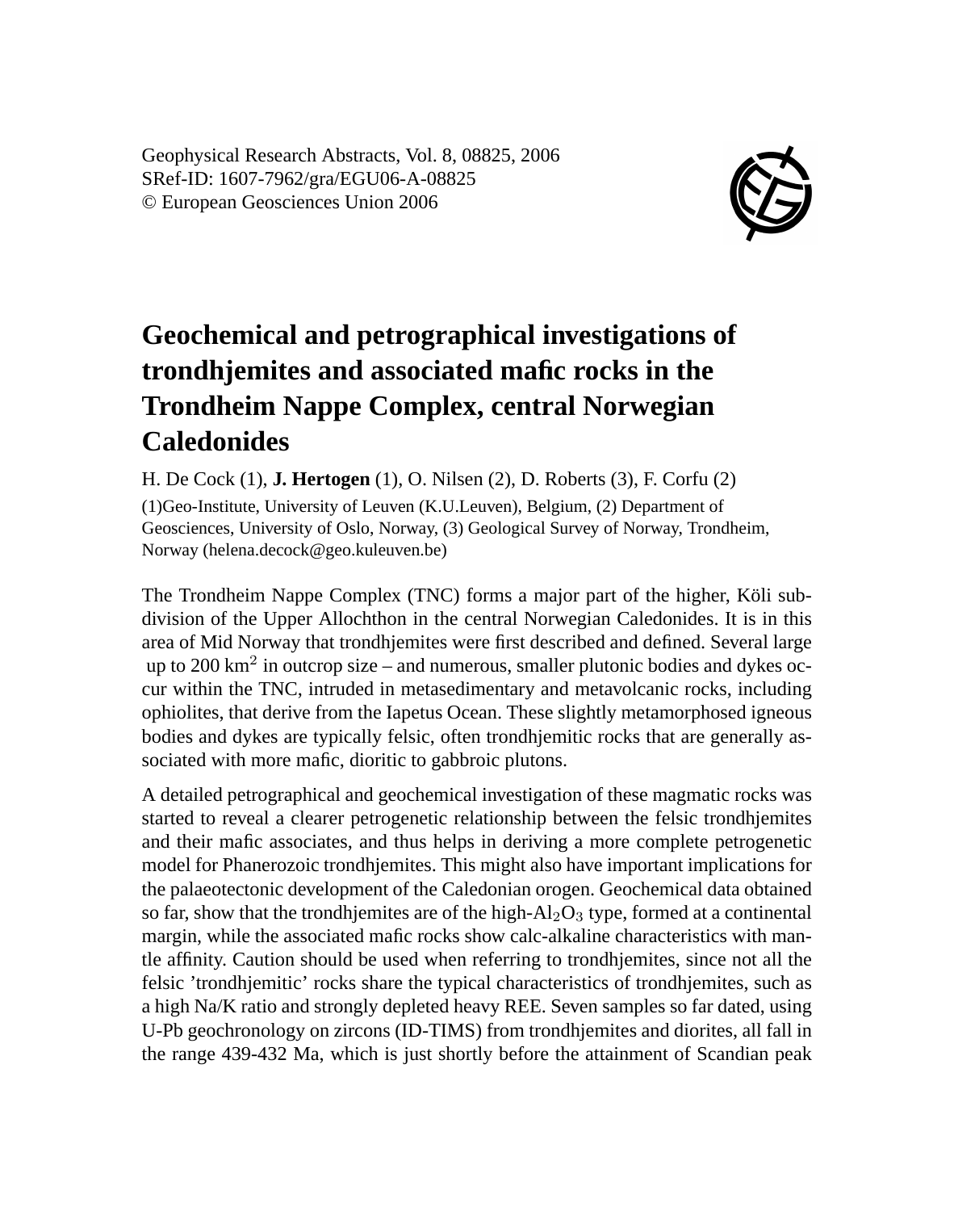Geophysical Research Abstracts, Vol. 8, 08825, 2006
SRef-ID: 1607-7962/gra/EGU06-A-08825
© European Geosciences Union 2006

# Geochemical and petrographical investigations of trondhjemites and associated mafic rocks in the Trondheim Nappe Complex, central Norwegian Caledonides

H. De Cock (1), **J. Hertogen** (1), O. Nilsen (2), D. Roberts (3), F. Corfu (2)

(1)Geo-Institute, University of Leuven (K.U.Leuven), Belgium, (2) Department of Geosciences, University of Oslo, Norway, (3) Geological Survey of Norway, Trondheim, Norway (helena.decock@geo.kuleuven.be)

The Trondheim Nappe Complex (TNC) forms a major part of the higher, Köli subdivision of the Upper Allochthon in the central Norwegian Caledonides. It is in this area of Mid Norway that trondhjemites were first described and defined. Several large up to 200 $km^2$ in outcrop size – and numerous, smaller plutonic bodies and dykes occur within the TNC, intruded in metasedimentary and metavolcanic rocks, including ophiolites, that derive from the Iapetus Ocean. These slightly metamorphosed igneous bodies and dykes are typically felsic, often trondhjemitic rocks that are generally associated with more mafic, dioritic to gabbroic plutons.

A detailed petrographical and geochemical investigation of these magmatic rocks was started to reveal a clearer petrogenetic relationship between the felsic trondhjemites and their mafic associates, and thus helps in deriving a more complete petrogenetic model for Phanerozoic trondhjemites. This might also have important implications for the palaeotectonic development of the Caledonian orogen. Geochemical data obtained so far, show that the trondhjemites are of the high-$Al_2O_3$ type, formed at a continental margin, while the associated mafic rocks show calc-alkaline characteristics with mantle affinity. Caution should be used when referring to trondhjemites, since not all the felsic 'trondhjemitic' rocks share the typical characteristics of trondhjemites, such as a high Na/K ratio and strongly depleted heavy REE. Seven samples so far dated, using U-Pb geochronology on zircons (ID-TIMS) from trondhjemites and diorites, all fall in the range 439-432 Ma, which is just shortly before the attainment of Scandian peak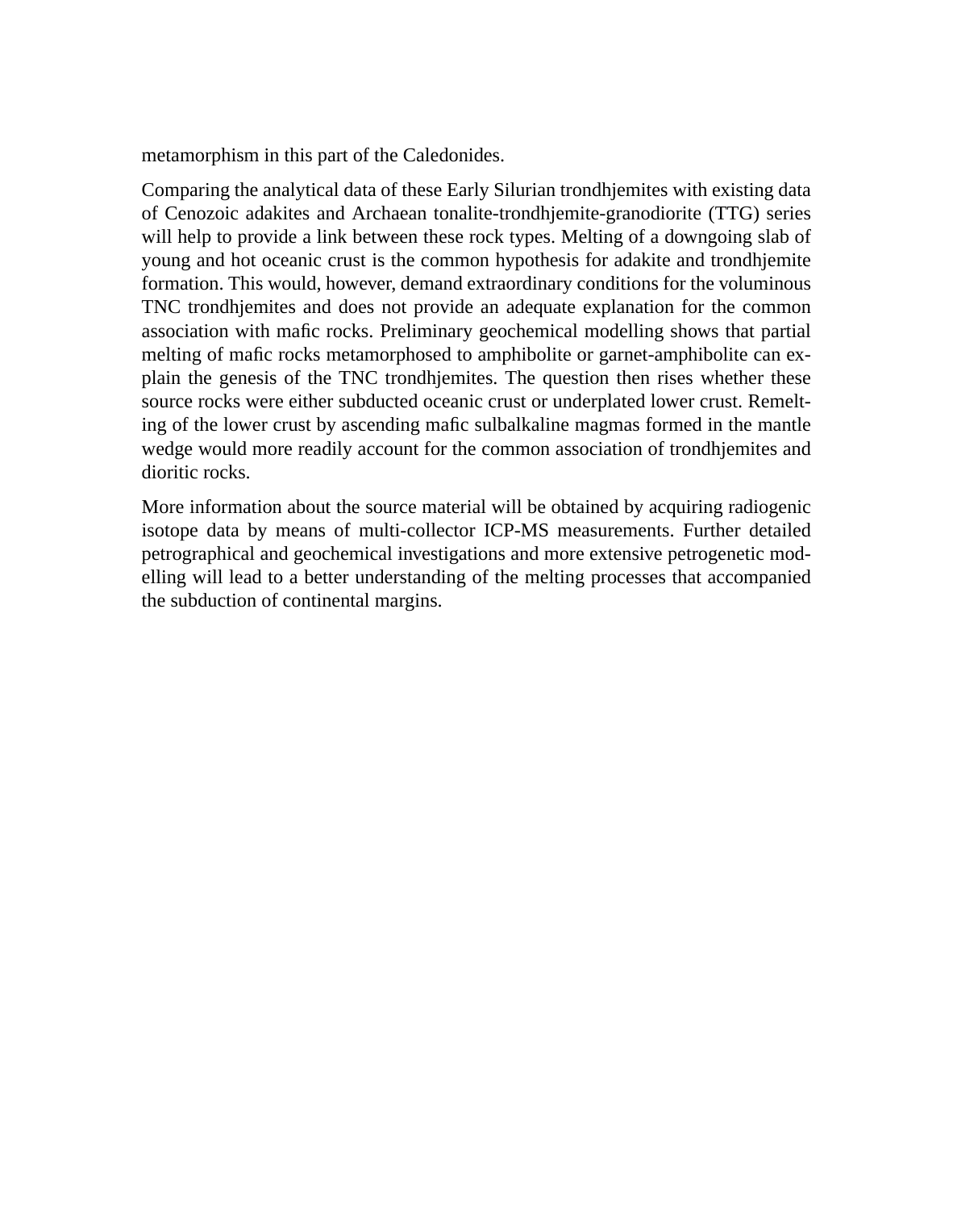metamorphism in this part of the Caledonides.

Comparing the analytical data of these Early Silurian trondhjemites with existing data of Cenozoic adakites and Archaean tonalite-trondhjemite-granodiorite (TTG) series will help to provide a link between these rock types. Melting of a downgoing slab of young and hot oceanic crust is the common hypothesis for adakite and trondhjemite formation. This would, however, demand extraordinary conditions for the voluminous TNC trondhjemites and does not provide an adequate explanation for the common association with mafic rocks. Preliminary geochemical modelling shows that partial melting of mafic rocks metamorphosed to amphibolite or garnet-amphibolite can explain the genesis of the TNC trondhjemites. The question then rises whether these source rocks were either subducted oceanic crust or underplated lower crust. Remelting of the lower crust by ascending mafic sulbalkaline magmas formed in the mantle wedge would more readily account for the common association of trondhjemites and dioritic rocks.

More information about the source material will be obtained by acquiring radiogenic isotope data by means of multi-collector ICP-MS measurements. Further detailed petrographical and geochemical investigations and more extensive petrogenetic modelling will lead to a better understanding of the melting processes that accompanied the subduction of continental margins.